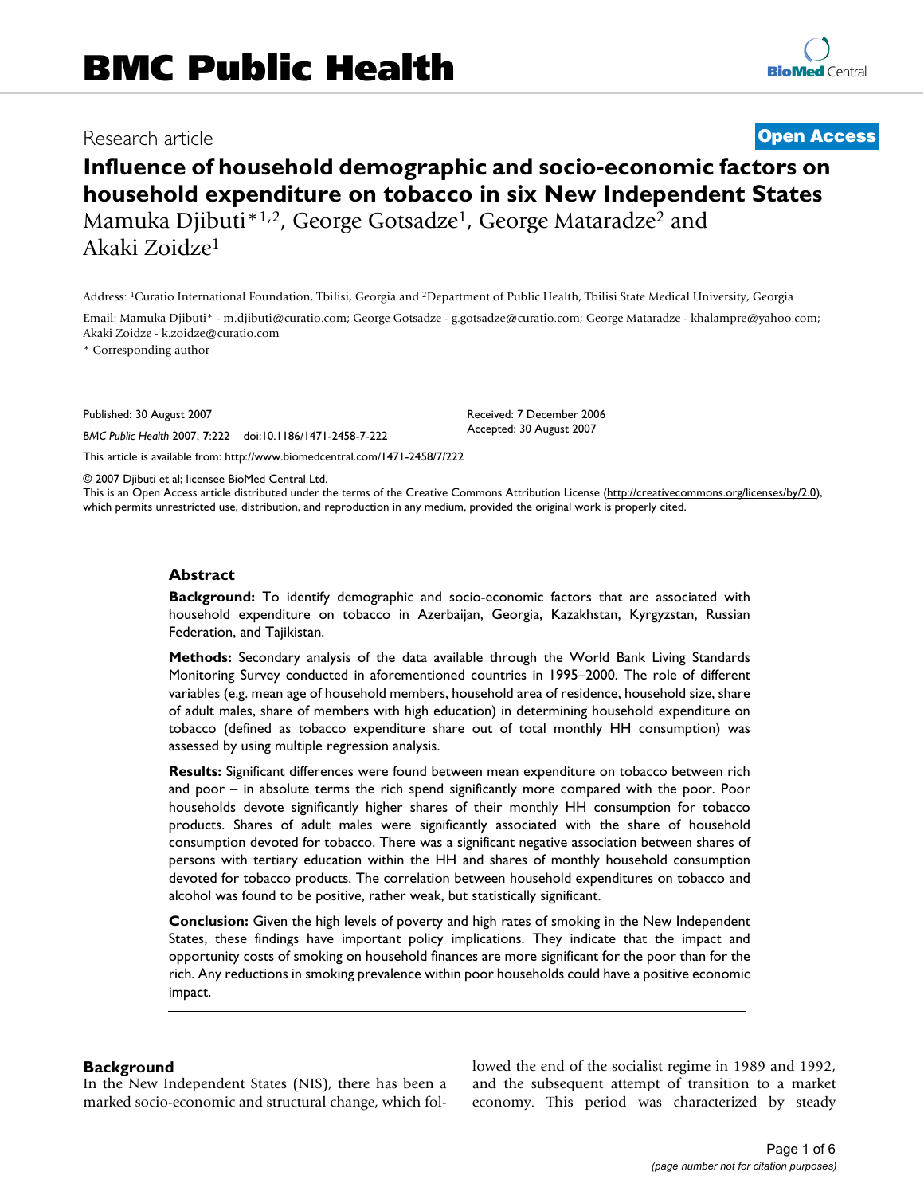BMC Public Health

Research article **Open Access**

# Influence of household demographic and socio-economic factors on household expenditure on tobacco in six New Independent States

Mamuka Djibuti*[1,2], George Gotsadze[1], George Mataradze[2] and Akaki Zoidze[1]

Address: [1]Curatio International Foundation, Tbilisi, Georgia and [2]Department of Public Health, Tbilisi State Medical University, Georgia

Email: Mamuka Djibuti* - m.djibuti@curatio.com; George Gotsadze - g.gotsadze@curatio.com; George Mataradze - khalampre@yahoo.com; Akaki Zoidze - k.zoidze@curatio.com

\* Corresponding author

Published: 30 August 2007

*BMC Public Health* 2007, **7**:222 doi:10.1186/1471-2458-7-222

Received: 7 December 2006
Accepted: 30 August 2007

This article is available from: http://www.biomedcentral.com/1471-2458/7/222

© 2007 Djibuti et al; licensee BioMed Central Ltd.
This is an Open Access article distributed under the terms of the Creative Commons Attribution License (http://creativecommons.org/licenses/by/2.0), which permits unrestricted use, distribution, and reproduction in any medium, provided the original work is properly cited.

## Abstract

**Background:** To identify demographic and socio-economic factors that are associated with household expenditure on tobacco in Azerbaijan, Georgia, Kazakhstan, Kyrgyzstan, Russian Federation, and Tajikistan.

**Methods:** Secondary analysis of the data available through the World Bank Living Standards Monitoring Survey conducted in aforementioned countries in 1995–2000. The role of different variables (e.g. mean age of household members, household area of residence, household size, share of adult males, share of members with high education) in determining household expenditure on tobacco (defined as tobacco expenditure share out of total monthly HH consumption) was assessed by using multiple regression analysis.

**Results:** Significant differences were found between mean expenditure on tobacco between rich and poor – in absolute terms the rich spend significantly more compared with the poor. Poor households devote significantly higher shares of their monthly HH consumption for tobacco products. Shares of adult males were significantly associated with the share of household consumption devoted for tobacco. There was a significant negative association between shares of persons with tertiary education within the HH and shares of monthly household consumption devoted for tobacco products. The correlation between household expenditures on tobacco and alcohol was found to be positive, rather weak, but statistically significant.

**Conclusion:** Given the high levels of poverty and high rates of smoking in the New Independent States, these findings have important policy implications. They indicate that the impact and opportunity costs of smoking on household finances are more significant for the poor than for the rich. Any reductions in smoking prevalence within poor households could have a positive economic impact.

## Background

In the New Independent States (NIS), there has been a marked socio-economic and structural change, which followed the end of the socialist regime in 1989 and 1992, and the subsequent attempt of transition to a market economy. This period was characterized by steady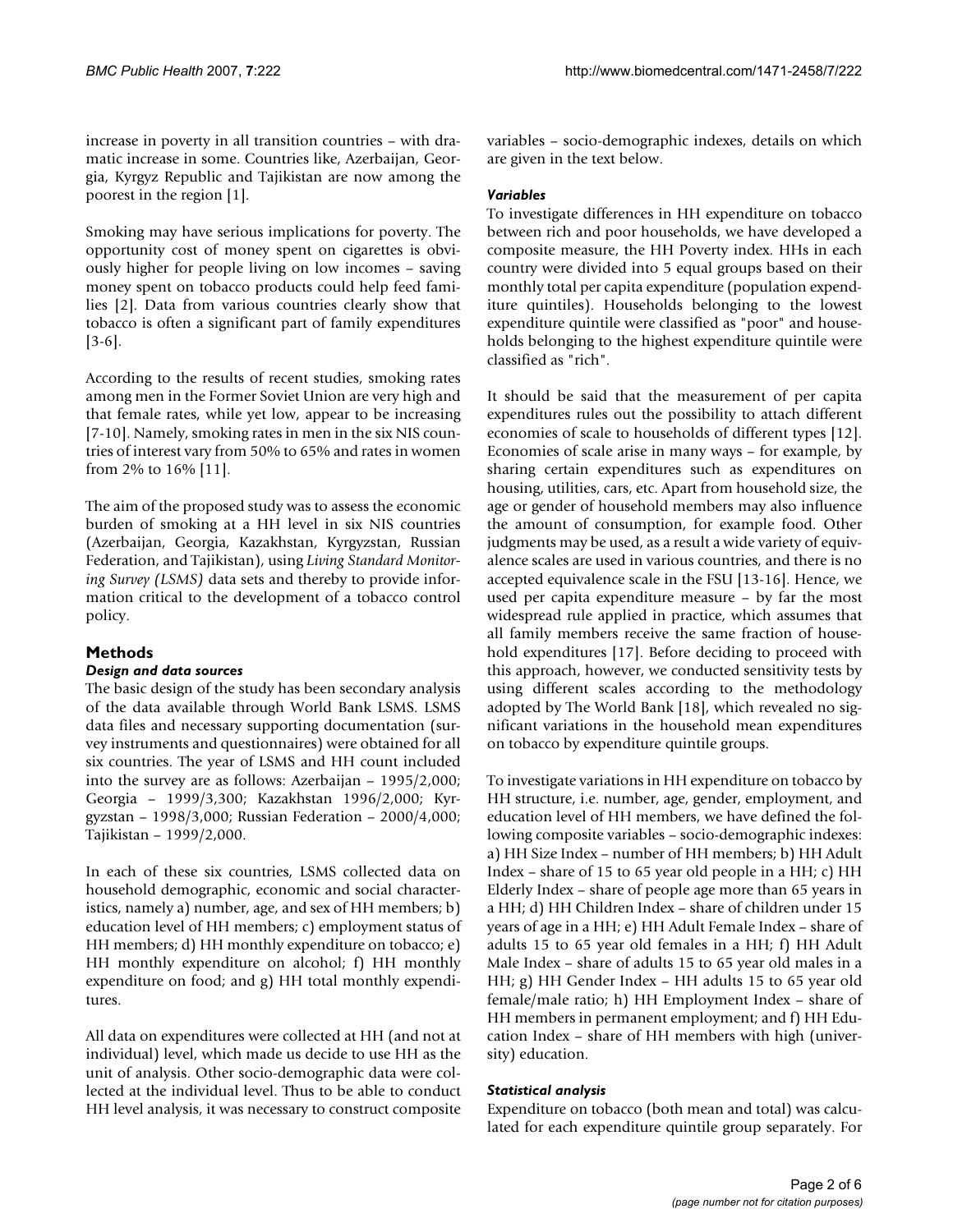increase in poverty in all transition countries – with dramatic increase in some. Countries like, Azerbaijan, Georgia, Kyrgyz Republic and Tajikistan are now among the poorest in the region [1].

Smoking may have serious implications for poverty. The opportunity cost of money spent on cigarettes is obviously higher for people living on low incomes – saving money spent on tobacco products could help feed families [2]. Data from various countries clearly show that tobacco is often a significant part of family expenditures [3-6].

According to the results of recent studies, smoking rates among men in the Former Soviet Union are very high and that female rates, while yet low, appear to be increasing [7-10]. Namely, smoking rates in men in the six NIS countries of interest vary from 50% to 65% and rates in women from 2% to 16% [11].

The aim of the proposed study was to assess the economic burden of smoking at a HH level in six NIS countries (Azerbaijan, Georgia, Kazakhstan, Kyrgyzstan, Russian Federation, and Tajikistan), using *Living Standard Monitoring Survey (LSMS)* data sets and thereby to provide information critical to the development of a tobacco control policy.

## Methods

### *Design and data sources*

The basic design of the study has been secondary analysis of the data available through World Bank LSMS. LSMS data files and necessary supporting documentation (survey instruments and questionnaires) were obtained for all six countries. The year of LSMS and HH count included into the survey are as follows: Azerbaijan – 1995/2,000; Georgia – 1999/3,300; Kazakhstan 1996/2,000; Kyrgyzstan – 1998/3,000; Russian Federation – 2000/4,000; Tajikistan – 1999/2,000.

In each of these six countries, LSMS collected data on household demographic, economic and social characteristics, namely a) number, age, and sex of HH members; b) education level of HH members; c) employment status of HH members; d) HH monthly expenditure on tobacco; e) HH monthly expenditure on alcohol; f) HH monthly expenditure on food; and g) HH total monthly expenditures.

All data on expenditures were collected at HH (and not at individual) level, which made us decide to use HH as the unit of analysis. Other socio-demographic data were collected at the individual level. Thus to be able to conduct HH level analysis, it was necessary to construct composite variables – socio-demographic indexes, details on which are given in the text below.

### *Variables*

To investigate differences in HH expenditure on tobacco between rich and poor households, we have developed a composite measure, the HH Poverty index. HHs in each country were divided into 5 equal groups based on their monthly total per capita expenditure (population expenditure quintiles). Households belonging to the lowest expenditure quintile were classified as "poor" and households belonging to the highest expenditure quintile were classified as "rich".

It should be said that the measurement of per capita expenditures rules out the possibility to attach different economies of scale to households of different types [12]. Economies of scale arise in many ways – for example, by sharing certain expenditures such as expenditures on housing, utilities, cars, etc. Apart from household size, the age or gender of household members may also influence the amount of consumption, for example food. Other judgments may be used, as a result a wide variety of equivalence scales are used in various countries, and there is no accepted equivalence scale in the FSU [13-16]. Hence, we used per capita expenditure measure – by far the most widespread rule applied in practice, which assumes that all family members receive the same fraction of household expenditures [17]. Before deciding to proceed with this approach, however, we conducted sensitivity tests by using different scales according to the methodology adopted by The World Bank [18], which revealed no significant variations in the household mean expenditures on tobacco by expenditure quintile groups.

To investigate variations in HH expenditure on tobacco by HH structure, i.e. number, age, gender, employment, and education level of HH members, we have defined the following composite variables – socio-demographic indexes: a) HH Size Index – number of HH members; b) HH Adult Index – share of 15 to 65 year old people in a HH; c) HH Elderly Index – share of people age more than 65 years in a HH; d) HH Children Index – share of children under 15 years of age in a HH; e) HH Adult Female Index – share of adults 15 to 65 year old females in a HH; f) HH Adult Male Index – share of adults 15 to 65 year old males in a HH; g) HH Gender Index – HH adults 15 to 65 year old female/male ratio; h) HH Employment Index – share of HH members in permanent employment; and f) HH Education Index – share of HH members with high (university) education.

### *Statistical analysis*

Expenditure on tobacco (both mean and total) was calculated for each expenditure quintile group separately. For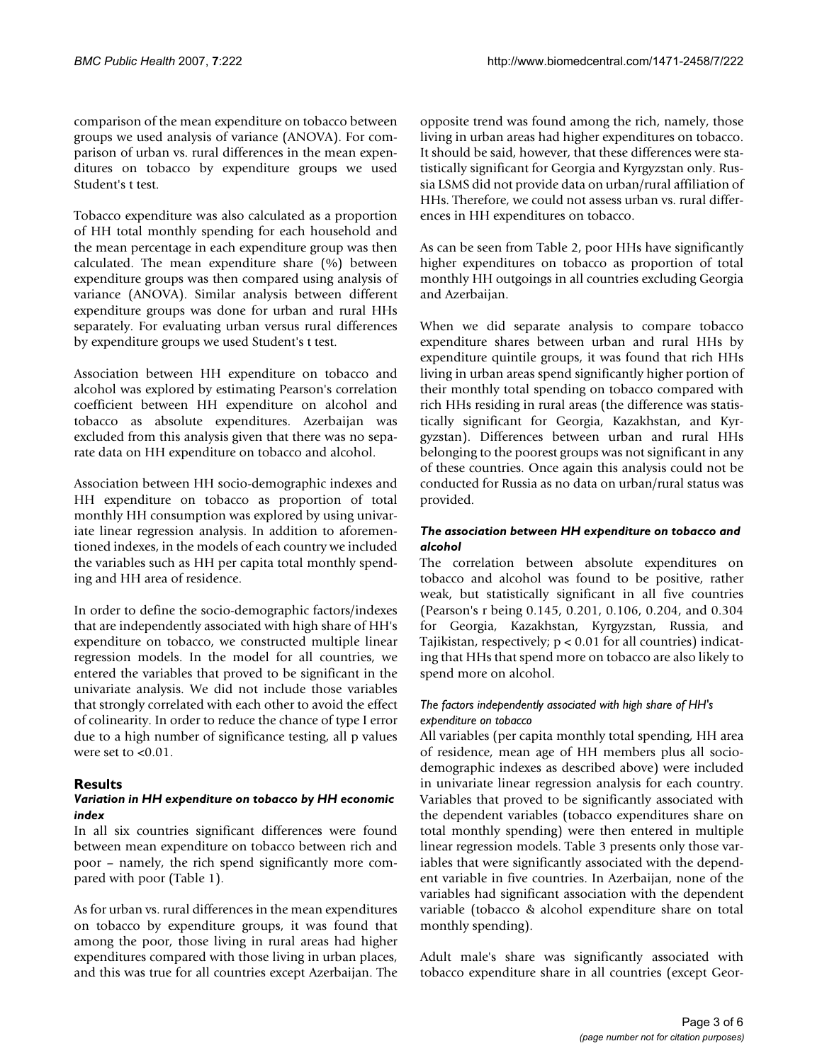comparison of the mean expenditure on tobacco between groups we used analysis of variance (ANOVA). For comparison of urban vs. rural differences in the mean expenditures on tobacco by expenditure groups we used Student's t test.

Tobacco expenditure was also calculated as a proportion of HH total monthly spending for each household and the mean percentage in each expenditure group was then calculated. The mean expenditure share (%) between expenditure groups was then compared using analysis of variance (ANOVA). Similar analysis between different expenditure groups was done for urban and rural HHs separately. For evaluating urban versus rural differences by expenditure groups we used Student's t test.

Association between HH expenditure on tobacco and alcohol was explored by estimating Pearson's correlation coefficient between HH expenditure on alcohol and tobacco as absolute expenditures. Azerbaijan was excluded from this analysis given that there was no separate data on HH expenditure on tobacco and alcohol.

Association between HH socio-demographic indexes and HH expenditure on tobacco as proportion of total monthly HH consumption was explored by using univariate linear regression analysis. In addition to aforementioned indexes, in the models of each country we included the variables such as HH per capita total monthly spending and HH area of residence.

In order to define the socio-demographic factors/indexes that are independently associated with high share of HH's expenditure on tobacco, we constructed multiple linear regression models. In the model for all countries, we entered the variables that proved to be significant in the univariate analysis. We did not include those variables that strongly correlated with each other to avoid the effect of colinearity. In order to reduce the chance of type I error due to a high number of significance testing, all p values were set to <0.01.

## Results

### *Variation in HH expenditure on tobacco by HH economic index*

In all six countries significant differences were found between mean expenditure on tobacco between rich and poor – namely, the rich spend significantly more compared with poor (Table 1).

As for urban vs. rural differences in the mean expenditures on tobacco by expenditure groups, it was found that among the poor, those living in rural areas had higher expenditures compared with those living in urban places, and this was true for all countries except Azerbaijan. The opposite trend was found among the rich, namely, those living in urban areas had higher expenditures on tobacco. It should be said, however, that these differences were statistically significant for Georgia and Kyrgyzstan only. Russia LSMS did not provide data on urban/rural affiliation of HHs. Therefore, we could not assess urban vs. rural differences in HH expenditures on tobacco.

As can be seen from Table 2, poor HHs have significantly higher expenditures on tobacco as proportion of total monthly HH outgoings in all countries excluding Georgia and Azerbaijan.

When we did separate analysis to compare tobacco expenditure shares between urban and rural HHs by expenditure quintile groups, it was found that rich HHs living in urban areas spend significantly higher portion of their monthly total spending on tobacco compared with rich HHs residing in rural areas (the difference was statistically significant for Georgia, Kazakhstan, and Kyrgyzstan). Differences between urban and rural HHs belonging to the poorest groups was not significant in any of these countries. Once again this analysis could not be conducted for Russia as no data on urban/rural status was provided.

### *The association between HH expenditure on tobacco and alcohol*

The correlation between absolute expenditures on tobacco and alcohol was found to be positive, rather weak, but statistically significant in all five countries (Pearson's r being 0.145, 0.201, 0.106, 0.204, and 0.304 for Georgia, Kazakhstan, Kyrgyzstan, Russia, and Tajikistan, respectively; $p < 0.01$ for all countries) indicating that HHs that spend more on tobacco are also likely to spend more on alcohol.

### *The factors independently associated with high share of HH's expenditure on tobacco*

All variables (per capita monthly total spending, HH area of residence, mean age of HH members plus all socio-demographic indexes as described above) were included in univariate linear regression analysis for each country. Variables that proved to be significantly associated with the dependent variables (tobacco expenditures share on total monthly spending) were then entered in multiple linear regression models. Table 3 presents only those variables that were significantly associated with the dependent variable in five countries. In Azerbaijan, none of the variables had significant association with the dependent variable (tobacco & alcohol expenditure share on total monthly spending).

Adult male's share was significantly associated with tobacco expenditure share in all countries (except Geor-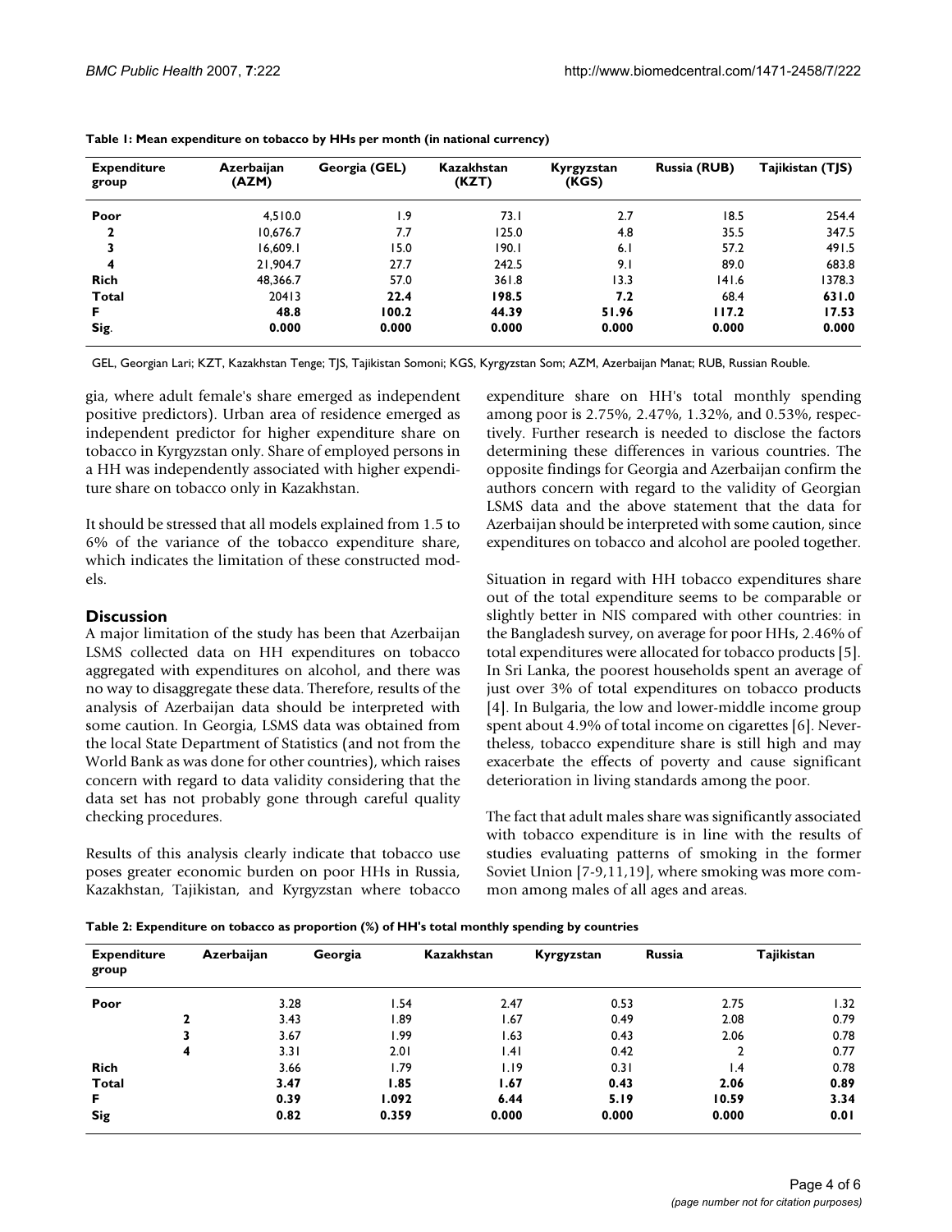**Table 1: Mean expenditure on tobacco by HHs per month (in national currency)**

| Expenditure group | Azerbaijan (AZM) | Georgia (GEL) | Kazakhstan (KZT) | Kyrgyzstan (KGS) | Russia (RUB) | Tajikistan (TJS) |
|---|---|---|---|---|---|---|
| **Poor** | 4,510.0 | 1.9 | 73.1 | 2.7 | 18.5 | 254.4 |
| **2** | 10,676.7 | 7.7 | 125.0 | 4.8 | 35.5 | 347.5 |
| **3** | 16,609.1 | 15.0 | 190.1 | 6.1 | 57.2 | 491.5 |
| **4** | 21,904.7 | 27.7 | 242.5 | 9.1 | 89.0 | 683.8 |
| **Rich** | 48,366.7 | 57.0 | 361.8 | 13.3 | 141.6 | 1378.3 |
| **Total** | 20413 | **22.4** | **198.5** | **7.2** | 68.4 | **631.0** |
| **F** | **48.8** | **100.2** | **44.39** | **51.96** | **117.2** | **17.53** |
| **Sig.** | **0.000** | **0.000** | **0.000** | **0.000** | **0.000** | **0.000** |

GEL, Georgian Lari; KZT, Kazakhstan Tenge; TJS, Tajikistan Somoni; KGS, Kyrgyzstan Som; AZM, Azerbaijan Manat; RUB, Russian Rouble.

gia, where adult female's share emerged as independent positive predictors). Urban area of residence emerged as independent predictor for higher expenditure share on tobacco in Kyrgyzstan only. Share of employed persons in a HH was independently associated with higher expenditure share on tobacco only in Kazakhstan.

It should be stressed that all models explained from 1.5 to 6% of the variance of the tobacco expenditure share, which indicates the limitation of these constructed models.

## Discussion

A major limitation of the study has been that Azerbaijan LSMS collected data on HH expenditures on tobacco aggregated with expenditures on alcohol, and there was no way to disaggregate these data. Therefore, results of the analysis of Azerbaijan data should be interpreted with some caution. In Georgia, LSMS data was obtained from the local State Department of Statistics (and not from the World Bank as was done for other countries), which raises concern with regard to data validity considering that the data set has not probably gone through careful quality checking procedures.

Results of this analysis clearly indicate that tobacco use poses greater economic burden on poor HHs in Russia, Kazakhstan, Tajikistan, and Kyrgyzstan where tobacco expenditure share on HH's total monthly spending among poor is 2.75%, 2.47%, 1.32%, and 0.53%, respectively. Further research is needed to disclose the factors determining these differences in various countries. The opposite findings for Georgia and Azerbaijan confirm the authors concern with regard to the validity of Georgian LSMS data and the above statement that the data for Azerbaijan should be interpreted with some caution, since expenditures on tobacco and alcohol are pooled together.

Situation in regard with HH tobacco expenditures share out of the total expenditure seems to be comparable or slightly better in NIS compared with other countries: in the Bangladesh survey, on average for poor HHs, 2.46% of total expenditures were allocated for tobacco products [5]. In Sri Lanka, the poorest households spent an average of just over 3% of total expenditures on tobacco products [4]. In Bulgaria, the low and lower-middle income group spent about 4.9% of total income on cigarettes [6]. Nevertheless, tobacco expenditure share is still high and may exacerbate the effects of poverty and cause significant deterioration in living standards among the poor.

The fact that adult males share was significantly associated with tobacco expenditure is in line with the results of studies evaluating patterns of smoking in the former Soviet Union [7-9,11,19], where smoking was more common among males of all ages and areas.

**Table 2: Expenditure on tobacco as proportion (%) of HH's total monthly spending by countries**

| Expenditure group | Azerbaijan | Georgia | Kazakhstan | Kyrgyzstan | Russia | Tajikistan |
|---|---|---|---|---|---|---|
| **Poor** | 3.28 | 1.54 | 2.47 | 0.53 | 2.75 | 1.32 |
| **2** | 3.43 | 1.89 | 1.67 | 0.49 | 2.08 | 0.79 |
| **3** | 3.67 | 1.99 | 1.63 | 0.43 | 2.06 | 0.78 |
| **4** | 3.31 | 2.01 | 1.41 | 0.42 | 2 | 0.77 |
| **Rich** | 3.66 | 1.79 | 1.19 | 0.31 | 1.4 | 0.78 |
| **Total** | **3.47** | **1.85** | **1.67** | **0.43** | **2.06** | **0.89** |
| **F** | **0.39** | **1.092** | **6.44** | **5.19** | **10.59** | **3.34** |
| **Sig** | **0.82** | **0.359** | **0.000** | **0.000** | **0.000** | **0.01** |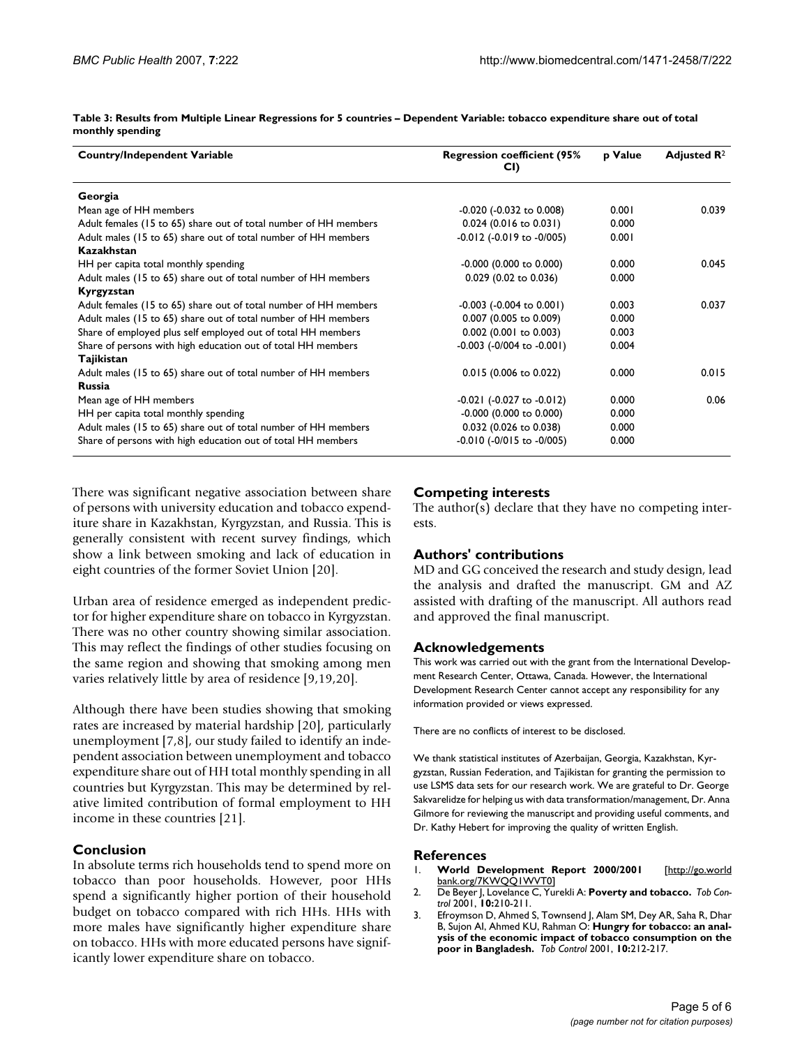**Table 3: Results from Multiple Linear Regressions for 5 countries – Dependent Variable: tobacco expenditure share out of total monthly spending**

| Country/Independent Variable | Regression coefficient (95% CI) | p Value | Adjusted $R^2$ |
|---|---|---|---|
| **Georgia** | | | |
| Mean age of HH members | -0.020 (-0.032 to 0.008) | 0.001 | 0.039 |
| Adult females (15 to 65) share out of total number of HH members | 0.024 (0.016 to 0.031) | 0.000 | |
| Adult males (15 to 65) share out of total number of HH members | -0.012 (-0.019 to -0/005) | 0.001 | |
| **Kazakhstan** | | | |
| HH per capita total monthly spending | -0.000 (0.000 to 0.000) | 0.000 | 0.045 |
| Adult males (15 to 65) share out of total number of HH members | 0.029 (0.02 to 0.036) | 0.000 | |
| **Kyrgyzstan** | | | |
| Adult females (15 to 65) share out of total number of HH members | -0.003 (-0.004 to 0.001) | 0.003 | 0.037 |
| Adult males (15 to 65) share out of total number of HH members | 0.007 (0.005 to 0.009) | 0.000 | |
| Share of employed plus self employed out of total HH members | 0.002 (0.001 to 0.003) | 0.003 | |
| Share of persons with high education out of total HH members | -0.003 (-0/004 to -0.001) | 0.004 | |
| **Tajikistan** | | | |
| Adult males (15 to 65) share out of total number of HH members | 0.015 (0.006 to 0.022) | 0.000 | 0.015 |
| **Russia** | | | |
| Mean age of HH members | -0.021 (-0.027 to -0.012) | 0.000 | 0.06 |
| HH per capita total monthly spending | -0.000 (0.000 to 0.000) | 0.000 | |
| Adult males (15 to 65) share out of total number of HH members | 0.032 (0.026 to 0.038) | 0.000 | |
| Share of persons with high education out of total HH members | -0.010 (-0/015 to -0/005) | 0.000 | |

There was significant negative association between share of persons with university education and tobacco expenditure share in Kazakhstan, Kyrgyzstan, and Russia. This is generally consistent with recent survey findings, which show a link between smoking and lack of education in eight countries of the former Soviet Union [20].

Urban area of residence emerged as independent predictor for higher expenditure share on tobacco in Kyrgyzstan. There was no other country showing similar association. This may reflect the findings of other studies focusing on the same region and showing that smoking among men varies relatively little by area of residence [9,19,20].

Although there have been studies showing that smoking rates are increased by material hardship [20], particularly unemployment [7,8], our study failed to identify an independent association between unemployment and tobacco expenditure share out of HH total monthly spending in all countries but Kyrgyzstan. This may be determined by relative limited contribution of formal employment to HH income in these countries [21].

## Conclusion

In absolute terms rich households tend to spend more on tobacco than poor households. However, poor HHs spend a significantly higher portion of their household budget on tobacco compared with rich HHs. HHs with more males have significantly higher expenditure share on tobacco. HHs with more educated persons have significantly lower expenditure share on tobacco.

## Competing interests

The author(s) declare that they have no competing interests.

## Authors' contributions

MD and GG conceived the research and study design, lead the analysis and drafted the manuscript. GM and AZ assisted with drafting of the manuscript. All authors read and approved the final manuscript.

## Acknowledgements

This work was carried out with the grant from the International Development Research Center, Ottawa, Canada. However, the International Development Research Center cannot accept any responsibility for any information provided or views expressed.

There are no conflicts of interest to be disclosed.

We thank statistical institutes of Azerbaijan, Georgia, Kazakhstan, Kyrgyzstan, Russian Federation, and Tajikistan for granting the permission to use LSMS data sets for our research work. We are grateful to Dr. George Sakvarelidze for helping us with data transformation/management, Dr. Anna Gilmore for reviewing the manuscript and providing useful comments, and Dr. Kathy Hebert for improving the quality of written English.

## References

1. **World Development Report 2000/2001** [http://go.worldbank.org/7KWQQ1WVT0]
2. De Beyer J, Lovelance C, Yurekli A: **Poverty and tobacco.** *Tob Control* 2001, **10:**210-211.
3. Efroymson D, Ahmed S, Townsend J, Alam SM, Dey AR, Saha R, Dhar B, Sujon AI, Ahmed KU, Rahman O: **Hungry for tobacco: an analysis of the economic impact of tobacco consumption on the poor in Bangladesh.** *Tob Control* 2001, **10:**212-217.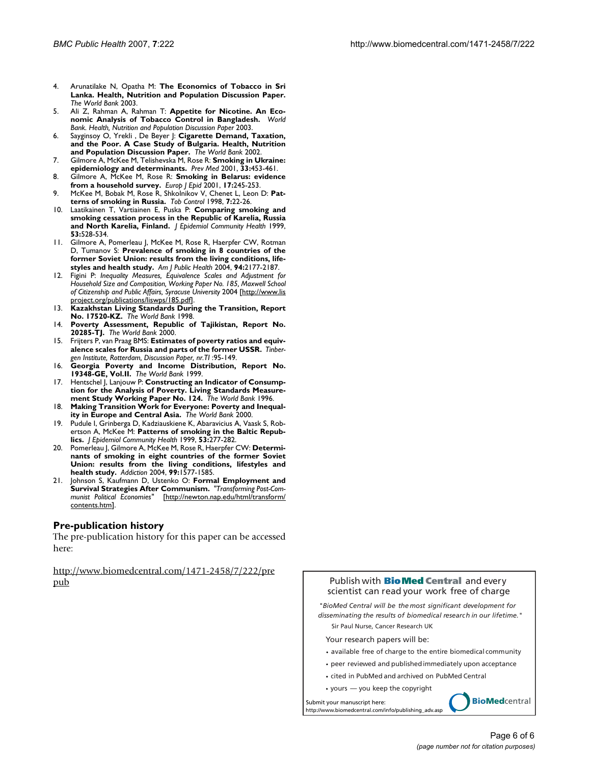4. Arunatilake N, Opatha M: **The Economics of Tobacco in Sri Lanka. Health, Nutrition and Population Discussion Paper.** *The World Bank* 2003.
5. Ali Z, Rahman A, Rahman T: **Appetite for Nicotine. An Economic Analysis of Tobacco Control in Bangladesh.** *World Bank. Health, Nutrition and Population Discussion Paper* 2003.
6. Sayginsoy O, Yrekli , De Beyer J: **Cigarette Demand, Taxation, and the Poor. A Case Study of Bulgaria. Health, Nutrition and Population Discussion Paper.** *The World Bank* 2002.
7. Gilmore A, McKee M, Telishevska M, Rose R: **Smoking in Ukraine: epidemiology and determinants.** *Prev Med* 2001, **33:**453-461.
8. Gilmore A, McKee M, Rose R: **Smoking in Belarus: evidence from a household survey.** *Europ J Epid* 2001, **17:**245-253.
9. McKee M, Bobak M, Rose R, Shkolnikov V, Chenet L, Leon D: **Patterns of smoking in Russia.** *Tob Control* 1998, **7:**22-26.
10. Laatikainen T, Vartiainen E, Puska P: **Comparing smoking and smoking cessation process in the Republic of Karelia, Russia and North Karelia, Finland.** *J Epidemiol Community Health* 1999, **53:**528-534.
11. Gilmore A, Pomerleau J, McKee M, Rose R, Haerpfer CW, Rotman D, Tumanov S: **Prevalence of smoking in 8 countries of the former Soviet Union: results from the living conditions, lifestyles and health study.** *Am J Public Health* 2004, **94:**2177-2187.
12. Figini P: *Inequality Measures, Equivalence Scales and Adjustment for Household Size and Composition, Working Paper No. 185, Maxwell School of Citizenship and Public Affairs, Syracuse University* 2004 [http://www.lisproject.org/publications/liswps/185.pdf].
13. **Kazakhstan Living Standards During the Transition, Report No. 17520-KZ.** *The World Bank* 1998.
14. **Poverty Assessment, Republic of Tajikistan, Report No. 20285-TJ.** *The World Bank* 2000.
15. Frijters P, van Praag BMS: **Estimates of poverty ratios and equivalence scales for Russia and parts of the former USSR.** *Tinbergen Institute, Rotterdam, Discussion Paper, nr.TI* :95-149.
16. **Georgia Poverty and Income Distribution, Report No. 19348-GE, Vol.II.** *The World Bank* 1999.
17. Hentschel J, Lanjouw P: **Constructing an Indicator of Consumption for the Analysis of Poverty. Living Standards Measurement Study Working Paper No. 124.** *The World Bank* 1996.
18. **Making Transition Work for Everyone: Poverty and Inequality in Europe and Central Asia.** *The World Bank* 2000.
19. Pudule I, Grinberga D, Kadziauskiene K, Abaravicius A, Vaask S, Robertson A, McKee M: **Patterns of smoking in the Baltic Republics.** *J Epidemiol Community Health* 1999, **53:**277-282.
20. Pomerleau J, Gilmore A, McKee M, Rose R, Haerpfer CW: **Determinants of smoking in eight countries of the former Soviet Union: results from the living conditions, lifestyles and health study.** *Addiction* 2004, **99:**1577-1585.
21. Johnson S, Kaufmann D, Ustenko O: **Formal Employment and Survival Strategies After Communism.** *"Transforming Post-Communist Political Economies"* [http://newton.nap.edu/html/transform/contents.htm].

## Pre-publication history

The pre-publication history for this paper can be accessed here:

http://www.biomedcentral.com/1471-2458/7/222/prepub

Publish with **BioMed Central** and every scientist can read your work free of charge

*"BioMed Central will be the most significant development for disseminating the results of biomedical research in our lifetime."*
Sir Paul Nurse, Cancer Research UK

Your research papers will be:

- available free of charge to the entire biomedical community
- peer reviewed and published immediately upon acceptance
- cited in PubMed and archived on PubMed Central
- yours — you keep the copyright

Submit your manuscript here:
http://www.biomedcentral.com/info/publishing_adv.asp

**BioMed**central